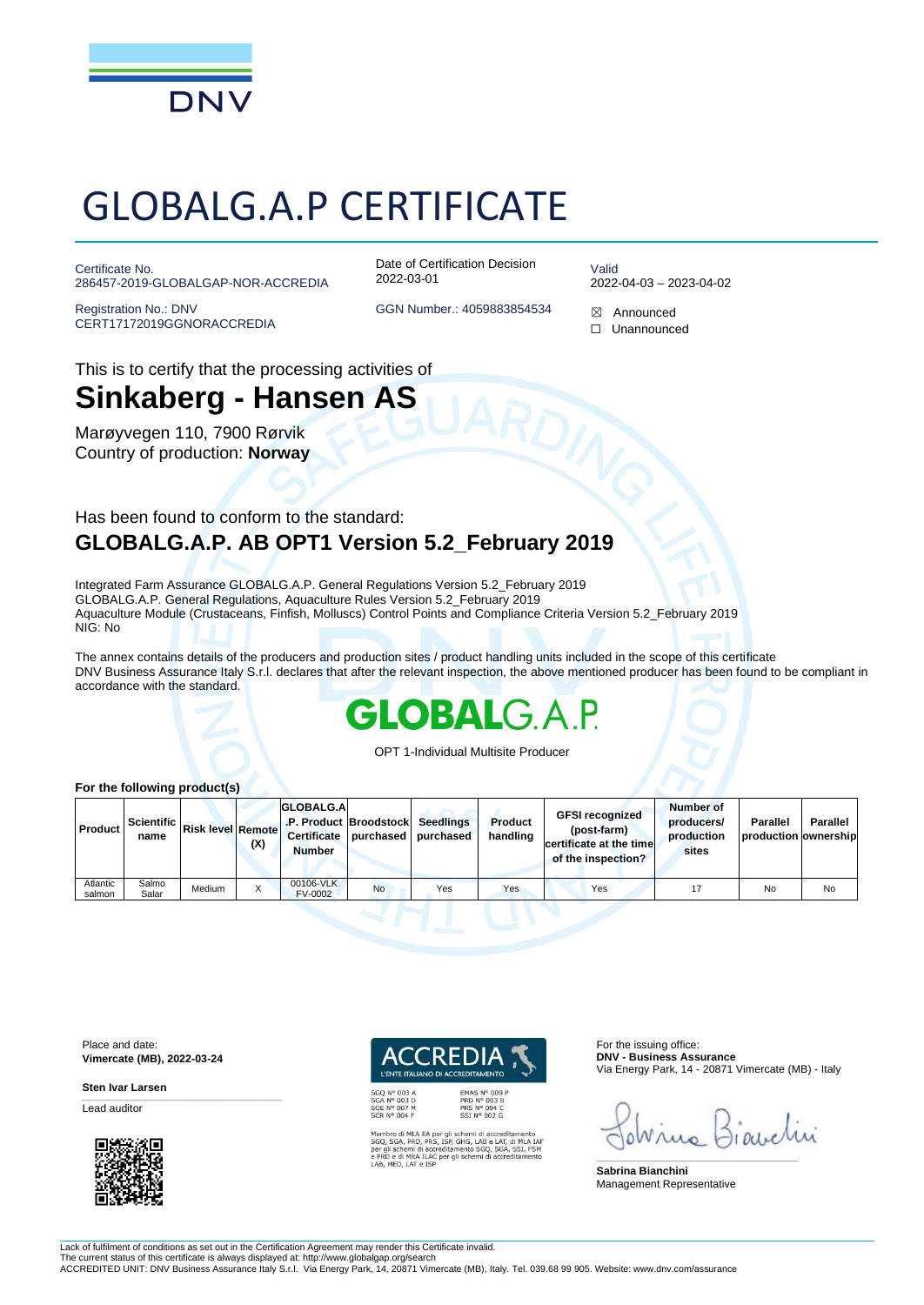DNV

# GLOBALG.A.P CERTIFICATE

Certificate No.
286457-2019-GLOBALGAP-NOR-ACCREDIA

Date of Certification Decision
2022-03-01

Valid
2022-04-03 – 2023-04-02

Registration No.: DNV
CERT17172019GGNORACCREDIA

GGN Number.: 4059883854534

☒ Announced
☐ Unannounced

This is to certify that the processing activities of

## Sinkaberg - Hansen AS

Marøyvegen 110, 7900 Rørvik
Country of production: **Norway**

Has been found to conform to the standard:

### GLOBALG.A.P. AB OPT1 Version 5.2_February 2019

Integrated Farm Assurance GLOBALG.A.P. General Regulations Version 5.2_February 2019
GLOBALG.A.P. General Regulations, Aquaculture Rules Version 5.2_February 2019
Aquaculture Module (Crustaceans, Finfish, Molluscs) Control Points and Compliance Criteria Version 5.2_February 2019
NIG: No

The annex contains details of the producers and production sites / product handling units included in the scope of this certificate
DNV Business Assurance Italy S.r.l. declares that after the relevant inspection, the above mentioned producer has been found to be compliant in accordance with the standard.

GLOBALG.A.P.

OPT 1-Individual Multisite Producer

**For the following product(s)**

| Product | Scientific name | Risk level | Remote (X) | GLOBALG.A.P. Product Certificate Number | Broodstock purchased | Seedlings purchased | Product handling | GFSI recognized (post-farm) certificate at the time of the inspection? | Number of producers/ production sites | Parallel production | Parallel ownership |
|---|---|---|---|---|---|---|---|---|---|---|---|
| Atlantic salmon | Salmo Salar | Medium | X | 00106-VLK FV-0002 | No | Yes | Yes | Yes | 17 | No | No |

Place and date:
**Vimercate (MB), 2022-03-24**

**Sten Ivar Larsen**
Lead auditor

ACCREDIA
L'ENTE ITALIANO DI ACCREDITAMENTO

SGQ N° 003 A
SGA N° 003 D
SGE N° 007 M
SCR N° 004 F

EMAS N° 009 P
PRD N° 003 B
PRS N° 094 C
SSI N° 002 G

Membro di MLA EA per gli schemi di accreditamento SGQ, SGA, PRD, PRS, ISP, GHG, LAB e LAT, di MLA IAF per gli schemi di accreditamento SGQ, SGA, SSI, FSM e PRD e di MRA ILAC per gli schemi di accreditamento LAB, MED, LAT e ISP

For the issuing office:
**DNV - Business Assurance**
Via Energy Park, 14 - 20871 Vimercate (MB) - Italy

**Sabrina Bianchini**
Management Representative

Lack of fulfilment of conditions as set out in the Certification Agreement may render this Certificate invalid.
The current status of this certificate is always displayed at: http://www.globalgap.org/search
ACCREDITED UNIT: DNV Business Assurance Italy S.r.l. Via Energy Park, 14, 20871 Vimercate (MB), Italy. Tel. 039.68 99 905. Website: www.dnv.com/assurance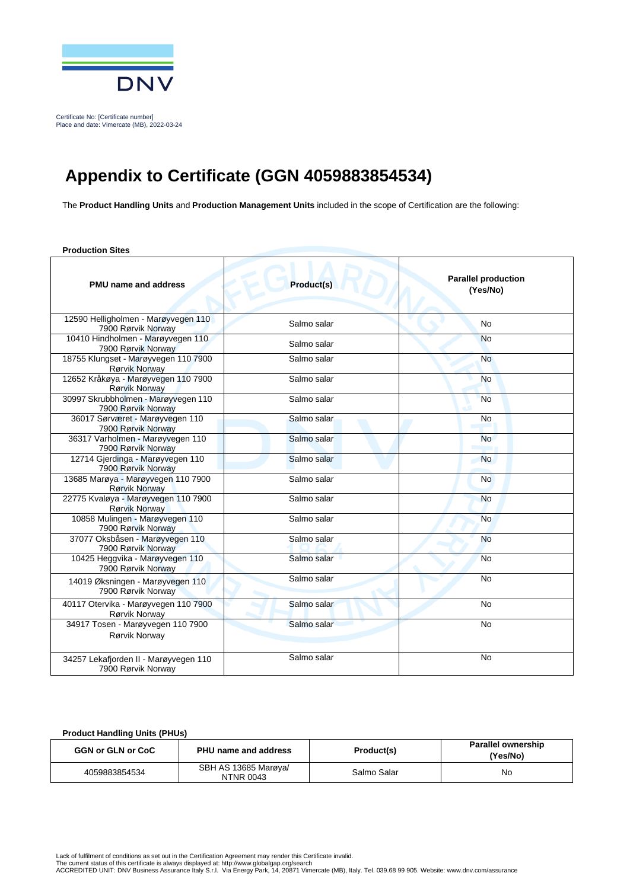Certificate No: [Certificate number]
Place and date: Vimercate (MB), 2022-03-24

# Appendix to Certificate (GGN 4059883854534)

The **Product Handling Units** and **Production Management Units** included in the scope of Certification are the following:

**Production Sites**

| PMU name and address | Product(s) | Parallel production (Yes/No) |
|---|---|---|
| 12590 Helligholmen - Marøyvegen 110 7900 Rørvik Norway | Salmo salar | No |
| 10410 Hindholmen - Marøyvegen 110 7900 Rørvik Norway | Salmo salar | No |
| 18755 Klungset - Marøyvegen 110 7900 Rørvik Norway | Salmo salar | No |
| 12652 Kråkøya - Marøyvegen 110 7900 Rørvik Norway | Salmo salar | No |
| 30997 Skrubbholmen - Marøyvegen 110 7900 Rørvik Norway | Salmo salar | No |
| 36017 Sørværet - Marøyvegen 110 7900 Rørvik Norway | Salmo salar | No |
| 36317 Varholmen - Marøyvegen 110 7900 Rørvik Norway | Salmo salar | No |
| 12714 Gjerdinga - Marøyvegen 110 7900 Rørvik Norway | Salmo salar | No |
| 13685 Marøya - Marøyvegen 110 7900 Rørvik Norway | Salmo salar | No |
| 22775 Kvaløya - Marøyvegen 110 7900 Rørvik Norway | Salmo salar | No |
| 10858 Mulingen - Marøyvegen 110 7900 Rørvik Norway | Salmo salar | No |
| 37077 Oksbåsen - Marøyvegen 110 7900 Rørvik Norway | Salmo salar | No |
| 10425 Heggvika - Marøyvegen 110 7900 Rørvik Norway | Salmo salar | No |
| 14019 Øksningen - Marøyvegen 110 7900 Rørvik Norway | Salmo salar | No |
| 40117 Otervika - Marøyvegen 110 7900 Rørvik Norway | Salmo salar | No |
| 34917 Tosen - Marøyvegen 110 7900 Rørvik Norway | Salmo salar | No |
| 34257 Lekafjorden II - Marøyvegen 110 7900 Rørvik Norway | Salmo salar | No |

**Product Handling Units (PHUs)**

| GGN or GLN or CoC | PHU name and address | Product(s) | Parallel ownership (Yes/No) |
|---|---|---|---|
| 4059883854534 | SBH AS 13685 Marøya/ NTNR 0043 | Salmo Salar | No |

Lack of fulfilment of conditions as set out in the Certification Agreement may render this Certificate invalid.
The current status of this certificate is always displayed at: http://www.globalgap.org/search
ACCREDITED UNIT: DNV Business Assurance Italy S.r.l. Via Energy Park, 14, 20871 Vimercate (MB), Italy. Tel. 039.68 99 905. Website: www.dnv.com/assurance